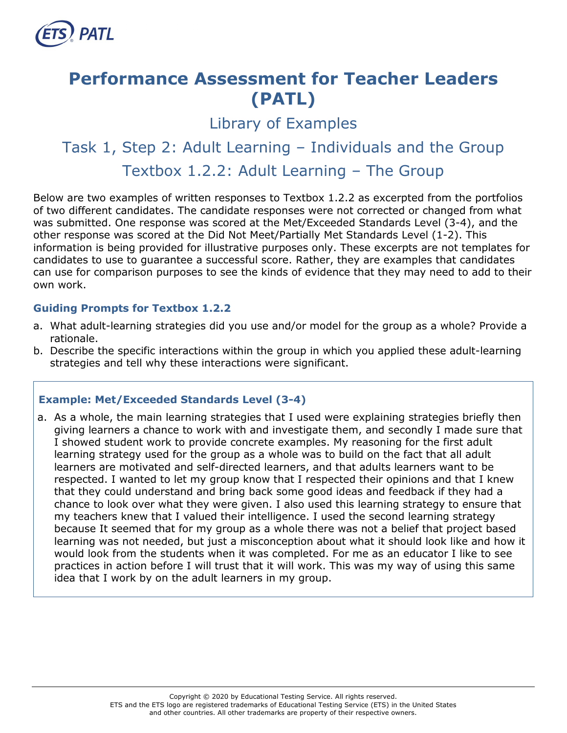# Performance Assessment for Teacher Leaders (PATL)

## Library of Examples

## Task 1, Step 2: Adult Learning – Individuals and the Group

## Textbox 1.2.2: Adult Learning – The Group

Below are two examples of written responses to Textbox 1.2.2 as excerpted from the portfolios of two different candidates. The candidate responses were not corrected or changed from what was submitted. One response was scored at the Met/Exceeded Standards Level (3-4), and the other response was scored at the Did Not Meet/Partially Met Standards Level (1-2). This information is being provided for illustrative purposes only. These excerpts are not templates for candidates to use to guarantee a successful score. Rather, they are examples that candidates can use for comparison purposes to see the kinds of evidence that they may need to add to their own work.

### Guiding Prompts for Textbox 1.2.2

a. What adult-learning strategies did you use and/or model for the group as a whole? Provide a rationale.
b. Describe the specific interactions within the group in which you applied these adult-learning strategies and tell why these interactions were significant.

### Example: Met/Exceeded Standards Level (3-4)

a. As a whole, the main learning strategies that I used were explaining strategies briefly then giving learners a chance to work with and investigate them, and secondly I made sure that I showed student work to provide concrete examples. My reasoning for the first adult learning strategy used for the group as a whole was to build on the fact that all adult learners are motivated and self-directed learners, and that adults learners want to be respected. I wanted to let my group know that I respected their opinions and that I knew that they could understand and bring back some good ideas and feedback if they had a chance to look over what they were given. I also used this learning strategy to ensure that my teachers knew that I valued their intelligence. I used the second learning strategy because It seemed that for my group as a whole there was not a belief that project based learning was not needed, but just a misconception about what it should look like and how it would look from the students when it was completed. For me as an educator I like to see practices in action before I will trust that it will work. This was my way of using this same idea that I work by on the adult learners in my group.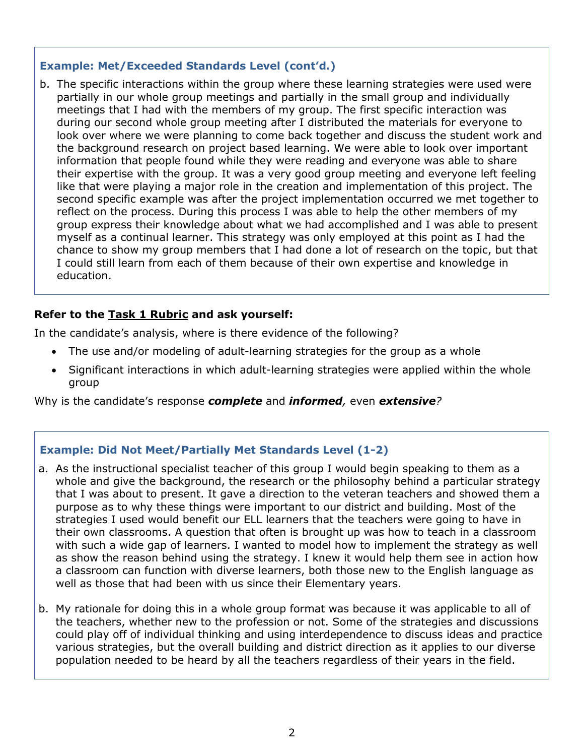### Example: Met/Exceeded Standards Level (cont'd.)

b. The specific interactions within the group where these learning strategies were used were partially in our whole group meetings and partially in the small group and individually meetings that I had with the members of my group. The first specific interaction was during our second whole group meeting after I distributed the materials for everyone to look over where we were planning to come back together and discuss the student work and the background research on project based learning. We were able to look over important information that people found while they were reading and everyone was able to share their expertise with the group. It was a very good group meeting and everyone left feeling like that were playing a major role in the creation and implementation of this project. The second specific example was after the project implementation occurred we met together to reflect on the process. During this process I was able to help the other members of my group express their knowledge about what we had accomplished and I was able to present myself as a continual learner. This strategy was only employed at this point as I had the chance to show my group members that I had done a lot of research on the topic, but that I could still learn from each of them because of their own expertise and knowledge in education.

**Refer to the Task 1 Rubric and ask yourself:**

In the candidate's analysis, where is there evidence of the following?

- The use and/or modeling of adult-learning strategies for the group as a whole
- Significant interactions in which adult-learning strategies were applied within the whole group

Why is the candidate's response ***complete*** and ***informed***, even ***extensive***?

### Example: Did Not Meet/Partially Met Standards Level (1-2)

a. As the instructional specialist teacher of this group I would begin speaking to them as a whole and give the background, the research or the philosophy behind a particular strategy that I was about to present. It gave a direction to the veteran teachers and showed them a purpose as to why these things were important to our district and building. Most of the strategies I used would benefit our ELL learners that the teachers were going to have in their own classrooms. A question that often is brought up was how to teach in a classroom with such a wide gap of learners. I wanted to model how to implement the strategy as well as show the reason behind using the strategy. I knew it would help them see in action how a classroom can function with diverse learners, both those new to the English language as well as those that had been with us since their Elementary years.

b. My rationale for doing this in a whole group format was because it was applicable to all of the teachers, whether new to the profession or not. Some of the strategies and discussions could play off of individual thinking and using interdependence to discuss ideas and practice various strategies, but the overall building and district direction as it applies to our diverse population needed to be heard by all the teachers regardless of their years in the field.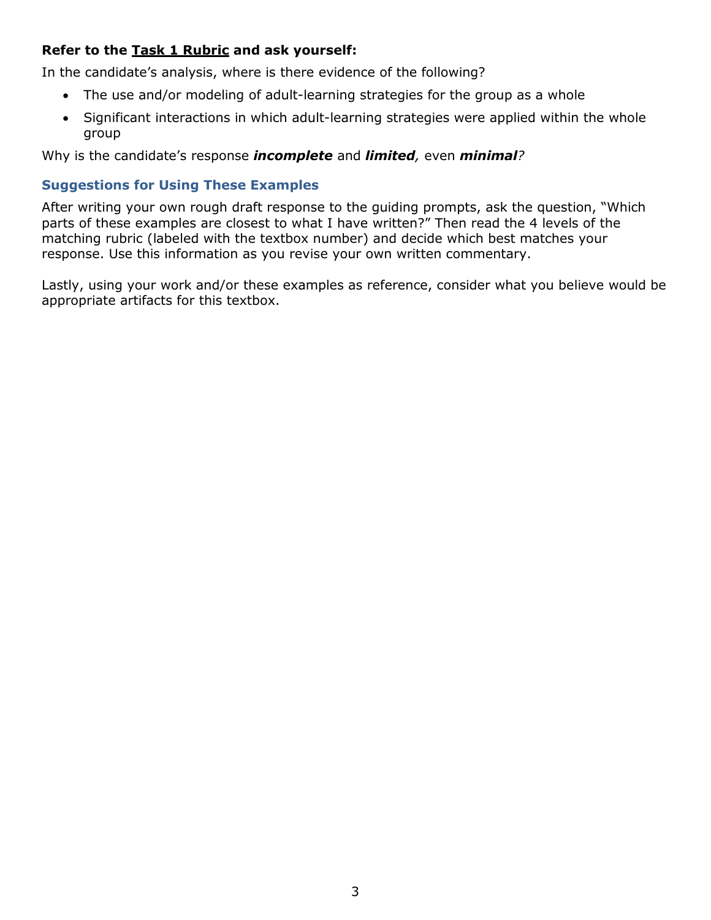**Refer to the Task 1 Rubric and ask yourself:**

In the candidate's analysis, where is there evidence of the following?

- The use and/or modeling of adult-learning strategies for the group as a whole
- Significant interactions in which adult-learning strategies were applied within the whole group

Why is the candidate's response ***incomplete*** and ***limited***, even ***minimal***?

### Suggestions for Using These Examples

After writing your own rough draft response to the guiding prompts, ask the question, "Which parts of these examples are closest to what I have written?" Then read the 4 levels of the matching rubric (labeled with the textbox number) and decide which best matches your response. Use this information as you revise your own written commentary.

Lastly, using your work and/or these examples as reference, consider what you believe would be appropriate artifacts for this textbox.